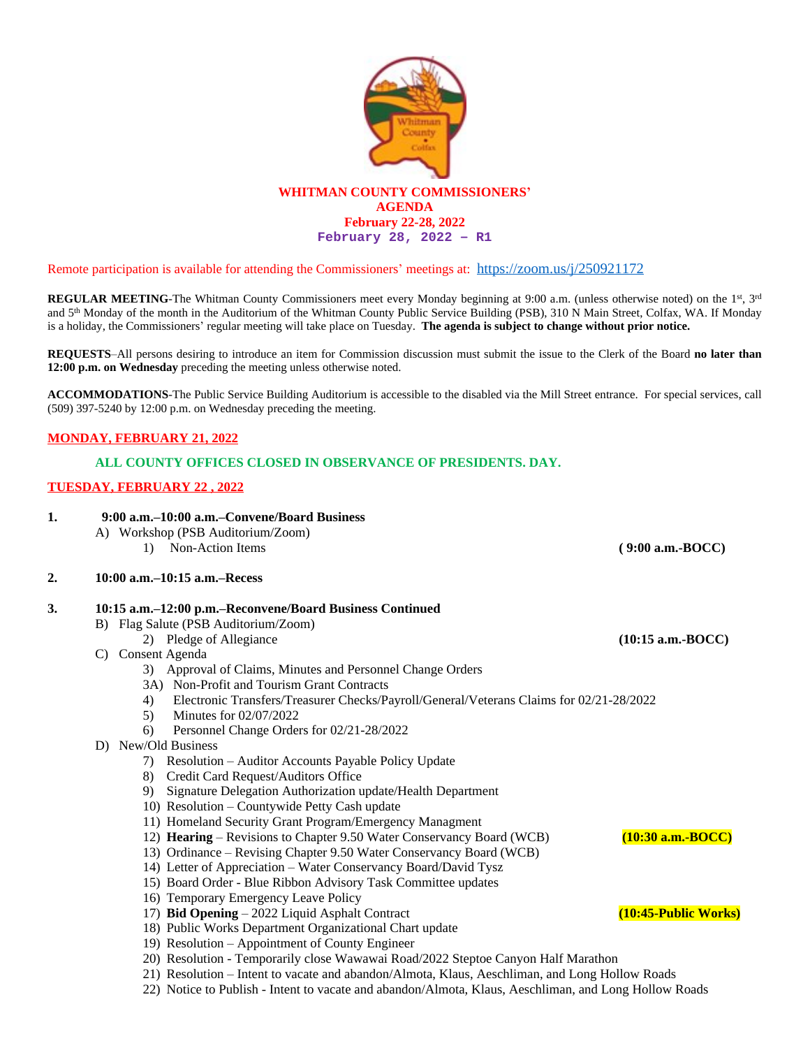# WHITMAN COUNTY COMMISSIONERS' AGENDA

**February 22-28, 2022**

**February 28, 2022 – R1**

Remote participation is available for attending the Commissioners' meetings at: https://zoom.us/j/250921172

**REGULAR MEETING**-The Whitman County Commissioners meet every Monday beginning at 9:00 a.m. (unless otherwise noted) on the 1st, 3rd and 5th Monday of the month in the Auditorium of the Whitman County Public Service Building (PSB), 310 N Main Street, Colfax, WA. If Monday is a holiday, the Commissioners' regular meeting will take place on Tuesday. **The agenda is subject to change without prior notice.**

**REQUESTS**–All persons desiring to introduce an item for Commission discussion must submit the issue to the Clerk of the Board **no later than 12:00 p.m. on Wednesday** preceding the meeting unless otherwise noted.

**ACCOMMODATIONS**-The Public Service Building Auditorium is accessible to the disabled via the Mill Street entrance. For special services, call (509) 397-5240 by 12:00 p.m. on Wednesday preceding the meeting.

## MONDAY, FEBRUARY 21, 2022

**ALL COUNTY OFFICES CLOSED IN OBSERVANCE OF PRESIDENTS. DAY.**

## TUESDAY, FEBRUARY 22 , 2022

**1. 9:00 a.m.–10:00 a.m.–Convene/Board Business**

- A) Workshop (PSB Auditorium/Zoom)
  - 1) Non-Action Items **( 9:00 a.m.-BOCC)**

**2. 10:00 a.m.–10:15 a.m.–Recess**

**3. 10:15 a.m.–12:00 p.m.–Reconvene/Board Business Continued**

- B) Flag Salute (PSB Auditorium/Zoom)
  - 2) Pledge of Allegiance **(10:15 a.m.-BOCC)**
- C) Consent Agenda
  - 3) Approval of Claims, Minutes and Personnel Change Orders
  - 3A) Non-Profit and Tourism Grant Contracts
  - 4) Electronic Transfers/Treasurer Checks/Payroll/General/Veterans Claims for 02/21-28/2022
  - 5) Minutes for 02/07/2022
  - 6) Personnel Change Orders for 02/21-28/2022
- D) New/Old Business
  - 7) Resolution – Auditor Accounts Payable Policy Update
  - 8) Credit Card Request/Auditors Office
  - 9) Signature Delegation Authorization update/Health Department
  - 10) Resolution – Countywide Petty Cash update
  - 11) Homeland Security Grant Program/Emergency Managment
  - 12) **Hearing** – Revisions to Chapter 9.50 Water Conservancy Board (WCB) **(10:30 a.m.-BOCC)**
  - 13) Ordinance – Revising Chapter 9.50 Water Conservancy Board (WCB)
  - 14) Letter of Appreciation – Water Conservancy Board/David Tysz
  - 15) Board Order - Blue Ribbon Advisory Task Committee updates
  - 16) Temporary Emergency Leave Policy
  - 17) **Bid Opening** – 2022 Liquid Asphalt Contract **(10:45-Public Works)**
  - 18) Public Works Department Organizational Chart update
  - 19) Resolution – Appointment of County Engineer
  - 20) Resolution - Temporarily close Wawawai Road/2022 Steptoe Canyon Half Marathon
  - 21) Resolution – Intent to vacate and abandon/Almota, Klaus, Aeschliman, and Long Hollow Roads
  - 22) Notice to Publish - Intent to vacate and abandon/Almota, Klaus, Aeschliman, and Long Hollow Roads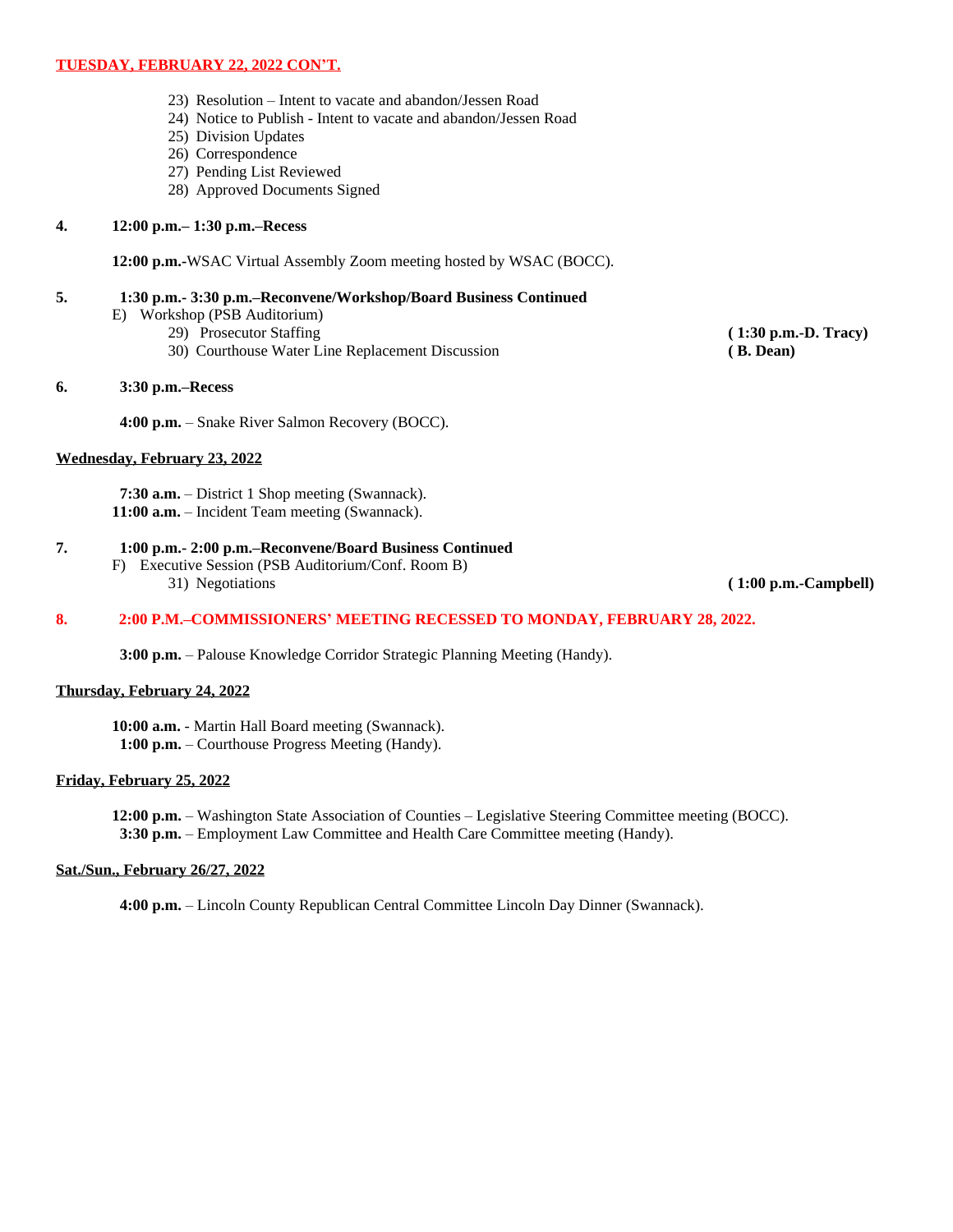**TUESDAY, FEBRUARY 22, 2022 CON'T.**

23) Resolution – Intent to vacate and abandon/Jessen Road
24) Notice to Publish - Intent to vacate and abandon/Jessen Road
25) Division Updates
26) Correspondence
27) Pending List Reviewed
28) Approved Documents Signed

**4. 12:00 p.m.– 1:30 p.m.–Recess**

**12:00 p.m.**-WSAC Virtual Assembly Zoom meeting hosted by WSAC (BOCC).

**5. 1:30 p.m.- 3:30 p.m.–Reconvene/Workshop/Board Business Continued**

E) Workshop (PSB Auditorium)

29) Prosecutor Staffing **( 1:30 p.m.-D. Tracy)**
30) Courthouse Water Line Replacement Discussion **( B. Dean)**

**6. 3:30 p.m.–Recess**

**4:00 p.m.** – Snake River Salmon Recovery (BOCC).

**Wednesday, February 23, 2022**

**7:30 a.m.** – District 1 Shop meeting (Swannack).
**11:00 a.m.** – Incident Team meeting (Swannack).

**7. 1:00 p.m.- 2:00 p.m.–Reconvene/Board Business Continued**

F) Executive Session (PSB Auditorium/Conf. Room B)

31) Negotiations **( 1:00 p.m.-Campbell)**

**8. 2:00 P.M.–COMMISSIONERS' MEETING RECESSED TO MONDAY, FEBRUARY 28, 2022.**

**3:00 p.m.** – Palouse Knowledge Corridor Strategic Planning Meeting (Handy).

**Thursday, February 24, 2022**

**10:00 a.m.** - Martin Hall Board meeting (Swannack).
**1:00 p.m.** – Courthouse Progress Meeting (Handy).

**Friday, February 25, 2022**

**12:00 p.m.** – Washington State Association of Counties – Legislative Steering Committee meeting (BOCC).
**3:30 p.m.** – Employment Law Committee and Health Care Committee meeting (Handy).

**Sat./Sun., February 26/27, 2022**

**4:00 p.m.** – Lincoln County Republican Central Committee Lincoln Day Dinner (Swannack).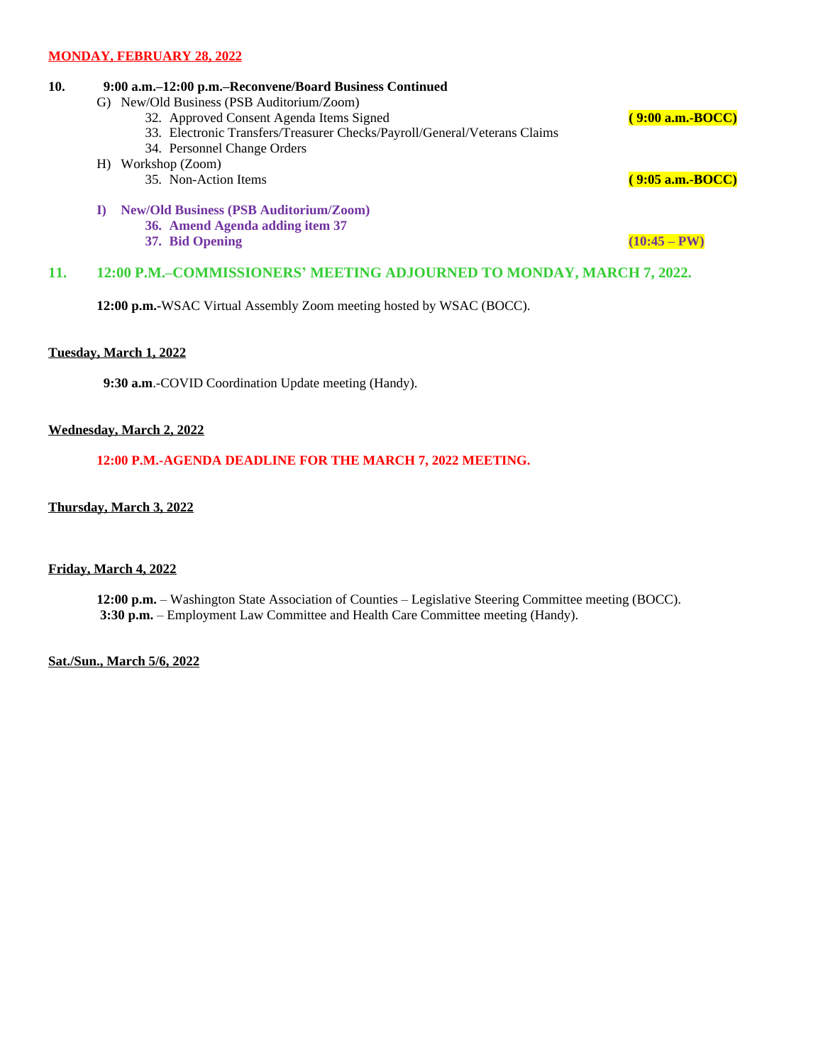**MONDAY, FEBRUARY 28, 2022**

**10. 9:00 a.m.–12:00 p.m.–Reconvene/Board Business Continued**

G) New/Old Business (PSB Auditorium/Zoom)

32. Approved Consent Agenda Items Signed **( 9:00 a.m.-BOCC)**
33. Electronic Transfers/Treasurer Checks/Payroll/General/Veterans Claims
34. Personnel Change Orders

H) Workshop (Zoom)

35. Non-Action Items **( 9:05 a.m.-BOCC)**

**I) New/Old Business (PSB Auditorium/Zoom)**

**36. Amend Agenda adding item 37**

**37. Bid Opening** **(10:45 – PW)**

**11. 12:00 P.M.–COMMISSIONERS' MEETING ADJOURNED TO MONDAY, MARCH 7, 2022.**

**12:00 p.m.**-WSAC Virtual Assembly Zoom meeting hosted by WSAC (BOCC).

**Tuesday, March 1, 2022**

**9:30 a.m**.-COVID Coordination Update meeting (Handy).

**Wednesday, March 2, 2022**

**12:00 P.M.-AGENDA DEADLINE FOR THE MARCH 7, 2022 MEETING.**

**Thursday, March 3, 2022**

**Friday, March 4, 2022**

**12:00 p.m.** – Washington State Association of Counties – Legislative Steering Committee meeting (BOCC).

**3:30 p.m.** – Employment Law Committee and Health Care Committee meeting (Handy).

**Sat./Sun., March 5/6, 2022**